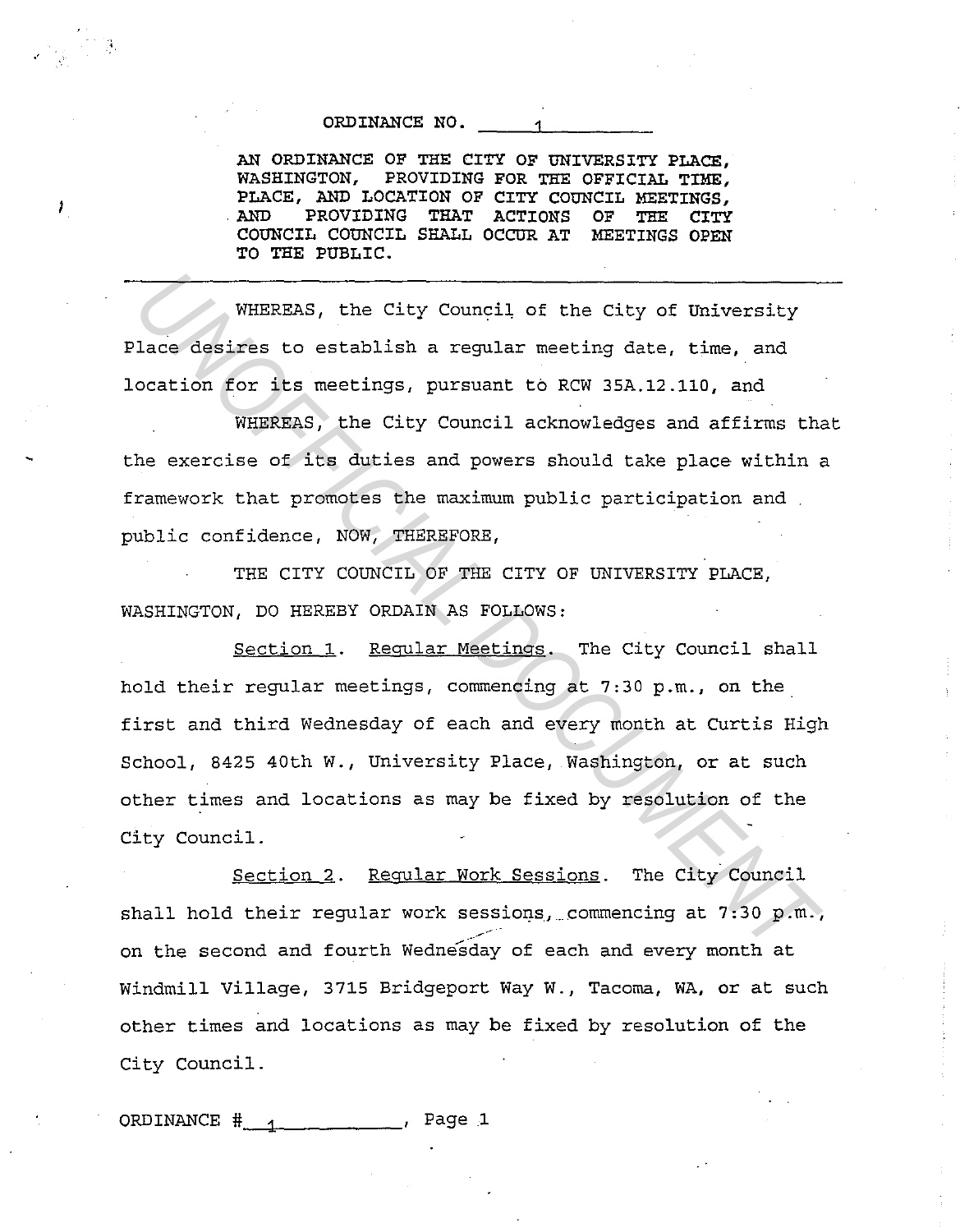ORDINANCE NO. 1

AN ORDINANCE OF THE CITY OF UNIVERSITY PLACE, WASHINGTON, PROVIDING FOR THE OFFICIAL TIME, PLACE, AND LOCATION OF CITY COUNCIL MEETINGS, AND PROVIDING THAT ACTIONS OF THE CITY COUNCIL COUNCIL SHALL OCCUR AT MEETINGS OPEN TO THE PUBLIC.

---

WHEREAS, the City Council of the City of University Place desires to establish a regular meeting date, time, and location for its meetings, pursuant to RCW 35A.12.110, and

WHEREAS, the City Council acknowledges and affirms that the exercise of its duties and powers should take place within a framework that promotes the maximum public participation and public confidence, NOW, THEREFORE,

THE CITY COUNCIL OF THE CITY OF UNIVERSITY PLACE, WASHINGTON, DO HEREBY ORDAIN AS FOLLOWS:

Section 1. Regular Meetings. The City Council shall hold their regular meetings, commencing at 7:30 p.m., on the first and third Wednesday of each and every month at Curtis High School, 8425 40th W., University Place, Washington, or at such other times and locations as may be fixed by resolution of the City Council.

Section 2. Regular Work Sessions. The City Council shall hold their regular work sessions, commencing at 7:30 p.m., on the second and fourth Wednesday of each and every month at Windmill Village, 3715 Bridgeport Way W., Tacoma, WA, or at such other times and locations as may be fixed by resolution of the City Council.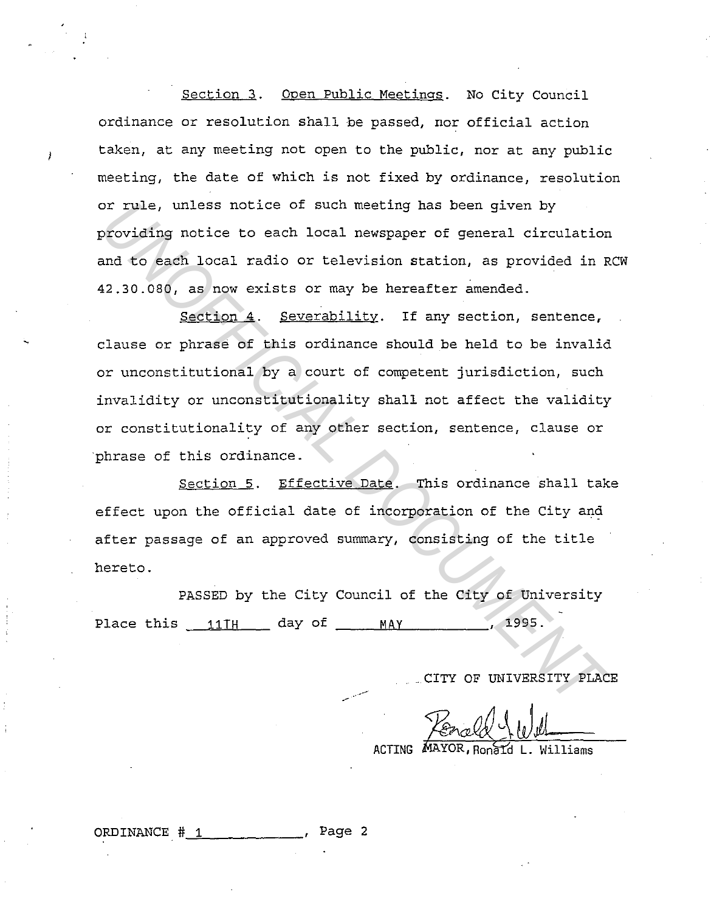Section 3. Open Public Meetings. No City Council ordinance or resolution shall be passed, nor official action taken, at any meeting not open to the public, nor at any public meeting, the date of which is not fixed by ordinance, resolution or rule, unless notice of such meeting has been given by providing notice to each local newspaper of general circulation and to each local radio or television station, as provided in RCW 42.30.080, as now exists or may be hereafter amended.

Section 4. Severability. If any section, sentence, clause or phrase of this ordinance should be held to be invalid or unconstitutional by a court of competent jurisdiction, such invalidity or unconstitutionality shall not affect the validity or constitutionality of any other section, sentence, clause or phrase of this ordinance.

Section 5. Effective Date. This ordinance shall take effect upon the official date of incorporation of the City and after passage of an approved summary, consisting of the title hereto.

PASSED by the City Council of the City of University Place this 11TH day of MAY, 1995.

CITY OF UNIVERSITY PLACE

ACTING MAYOR, Ronald L. Williams

ORDINANCE # 1, Page 2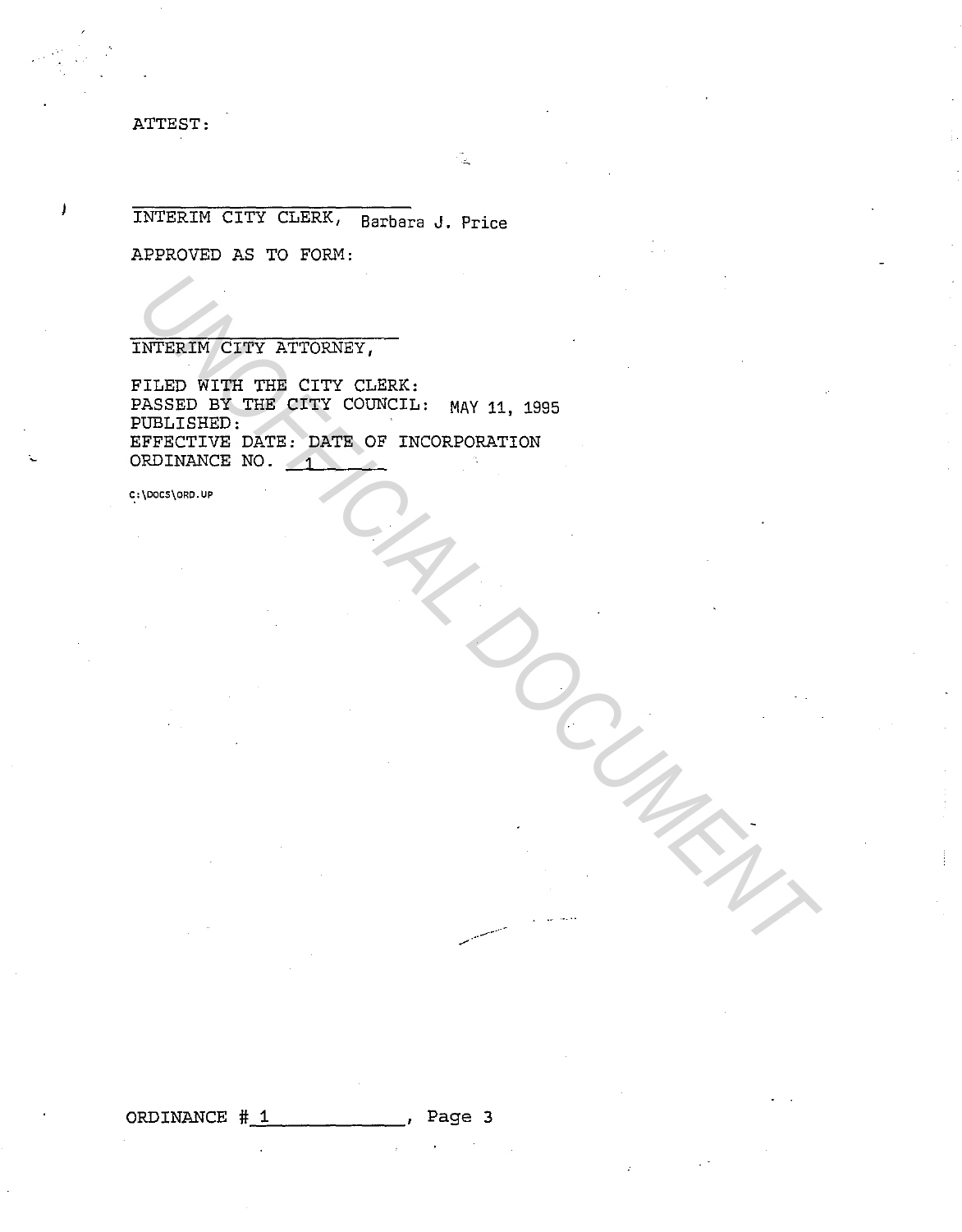ATTEST:

______________________________
INTERIM CITY CLERK, Barbara J. Price

APPROVED AS TO FORM:

______________________________
INTERIM CITY ATTORNEY,

FILED WITH THE CITY CLERK:
PASSED BY THE CITY COUNCIL: MAY 11, 1995
PUBLISHED:
EFFECTIVE DATE: DATE OF INCORPORATION
ORDINANCE NO. 1

C:\DOCS\ORD.UP

ORDINANCE # 1, Page 3